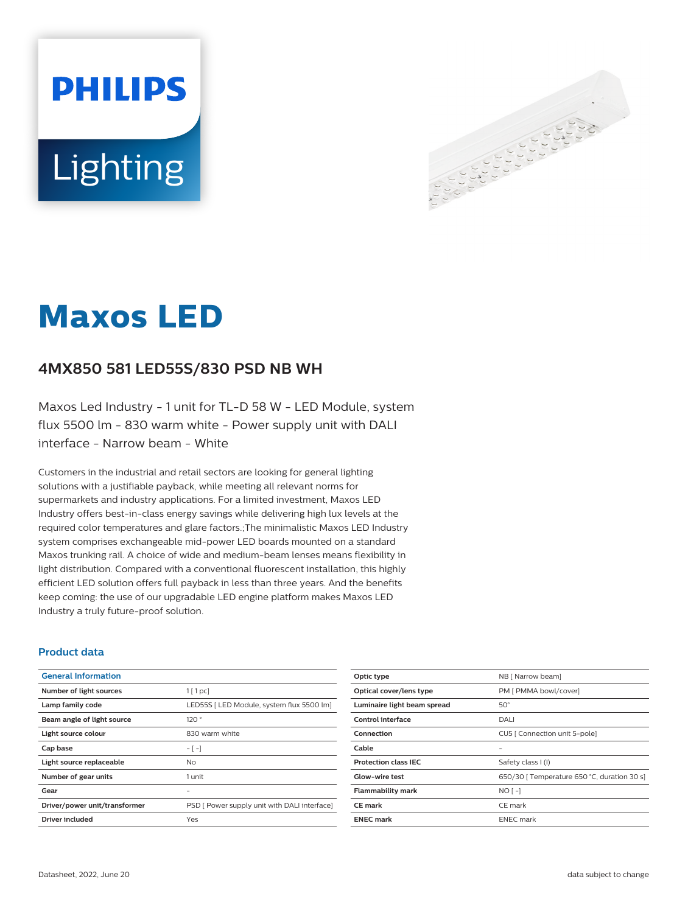# Maxos LED

## 4MX850 581 LED55S/830 PSD NB WH

Maxos Led Industry - 1 unit for TL-D 58 W - LED Module, system flux 5500 lm - 830 warm white - Power supply unit with DALI interface - Narrow beam - White

Customers in the industrial and retail sectors are looking for general lighting solutions with a justifiable payback, while meeting all relevant norms for supermarkets and industry applications. For a limited investment, Maxos LED Industry offers best-in-class energy savings while delivering high lux levels at the required color temperatures and glare factors.;The minimalistic Maxos LED Industry system comprises exchangeable mid-power LED boards mounted on a standard Maxos trunking rail. A choice of wide and medium-beam lenses means flexibility in light distribution. Compared with a conventional fluorescent installation, this highly efficient LED solution offers full payback in less than three years. And the benefits keep coming: the use of our upgradable LED engine platform makes Maxos LED Industry a truly future-proof solution.

### Product data

| General Information | |
|---|---|
| **Number of light sources** | 1 [ 1 pc] |
| **Lamp family code** | LED55S [ LED Module, system flux 5500 lm] |
| **Beam angle of light source** | 120 ° |
| **Light source colour** | 830 warm white |
| **Cap base** | - [ -] |
| **Light source replaceable** | No |
| **Number of gear units** | 1 unit |
| **Gear** | - |
| **Driver/power unit/transformer** | PSD [ Power supply unit with DALI interface] |
| **Driver included** | Yes |
| **Optic type** | NB [ Narrow beam] |
| **Optical cover/lens type** | PM [ PMMA bowl/cover] |
| **Luminaire light beam spread** | 50° |
| **Control interface** | DALI |
| **Connection** | CU5 [ Connection unit 5-pole] |
| **Cable** | - |
| **Protection class IEC** | Safety class I (I) |
| **Glow-wire test** | 650/30 [ Temperature 650 °C, duration 30 s] |
| **Flammability mark** | NO [ -] |
| **CE mark** | CE mark |
| **ENEC mark** | ENEC mark |

Datasheet, 2022, June 20 — data subject to change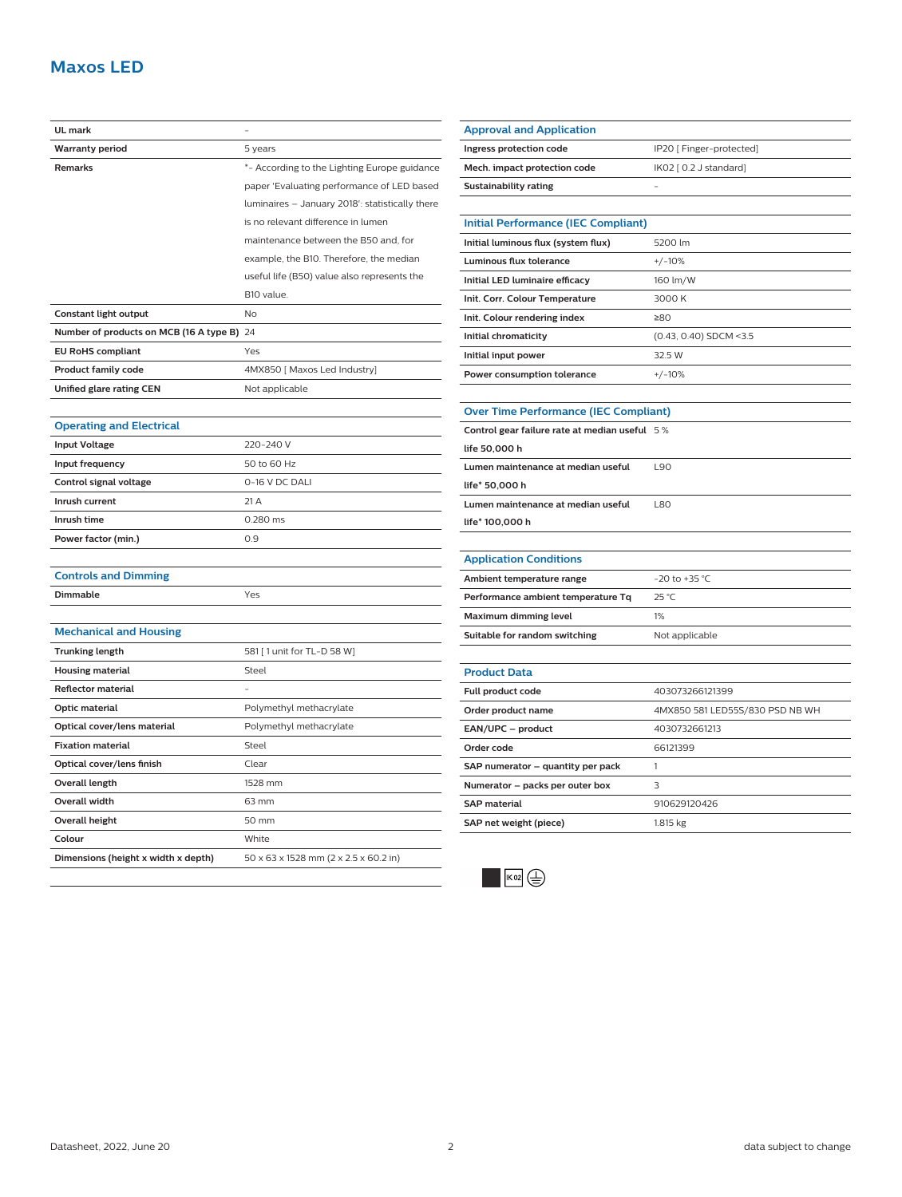# Maxos LED

| | |
|---|---|
| UL mark | - |
| Warranty period | 5 years |
| Remarks | *- According to the Lighting Europe guidance paper 'Evaluating performance of LED based luminaires – January 2018': statistically there is no relevant difference in lumen maintenance between the B50 and, for example, the B10. Therefore, the median useful life (B50) value also represents the B10 value. |
| Constant light output | No |
| Number of products on MCB (16 A type B) | 24 |
| EU RoHS compliant | Yes |
| Product family code | 4MX850 [ Maxos Led Industry] |
| Unified glare rating CEN | Not applicable |

## Operating and Electrical

| | |
|---|---|
| Input Voltage | 220-240 V |
| Input frequency | 50 to 60 Hz |
| Control signal voltage | 0-16 V DC DALI |
| Inrush current | 21 A |
| Inrush time | 0.280 ms |
| Power factor (min.) | 0.9 |

## Controls and Dimming

| | |
|---|---|
| Dimmable | Yes |

## Mechanical and Housing

| | |
|---|---|
| Trunking length | 581 [ 1 unit for TL-D 58 W] |
| Housing material | Steel |
| Reflector material | - |
| Optic material | Polymethyl methacrylate |
| Optical cover/lens material | Polymethyl methacrylate |
| Fixation material | Steel |
| Optical cover/lens finish | Clear |
| Overall length | 1528 mm |
| Overall width | 63 mm |
| Overall height | 50 mm |
| Colour | White |
| Dimensions (height x width x depth) | 50 x 63 x 1528 mm (2 x 2.5 x 60.2 in) |

## Approval and Application

| | |
|---|---|
| Ingress protection code | IP20 [ Finger-protected] |
| Mech. impact protection code | IK02 [ 0.2 J standard] |
| Sustainability rating | - |

## Initial Performance (IEC Compliant)

| | |
|---|---|
| Initial luminous flux (system flux) | 5200 lm |
| Luminous flux tolerance | +/-10% |
| Initial LED luminaire efficacy | 160 lm/W |
| Init. Corr. Colour Temperature | 3000 K |
| Init. Colour rendering index | ≥80 |
| Initial chromaticity | (0.43, 0.40) SDCM <3.5 |
| Initial input power | 32.5 W |
| Power consumption tolerance | +/-10% |

## Over Time Performance (IEC Compliant)

| | |
|---|---|
| Control gear failure rate at median useful life 50,000 h | 5 % |
| Lumen maintenance at median useful life* 50,000 h | L90 |
| Lumen maintenance at median useful life* 100,000 h | L80 |

## Application Conditions

| | |
|---|---|
| Ambient temperature range | -20 to +35 °C |
| Performance ambient temperature Tq | 25 °C |
| Maximum dimming level | 1% |
| Suitable for random switching | Not applicable |

## Product Data

| | |
|---|---|
| Full product code | 403073266121399 |
| Order product name | 4MX850 581 LED55S/830 PSD NB WH |
| EAN/UPC – product | 4030732661213 |
| Order code | 66121399 |
| SAP numerator – quantity per pack | 1 |
| Numerator – packs per outer box | 3 |
| SAP material | 910629120426 |
| SAP net weight (piece) | 1.815 kg |

IK02

Datasheet, 2022, June 20

data subject to change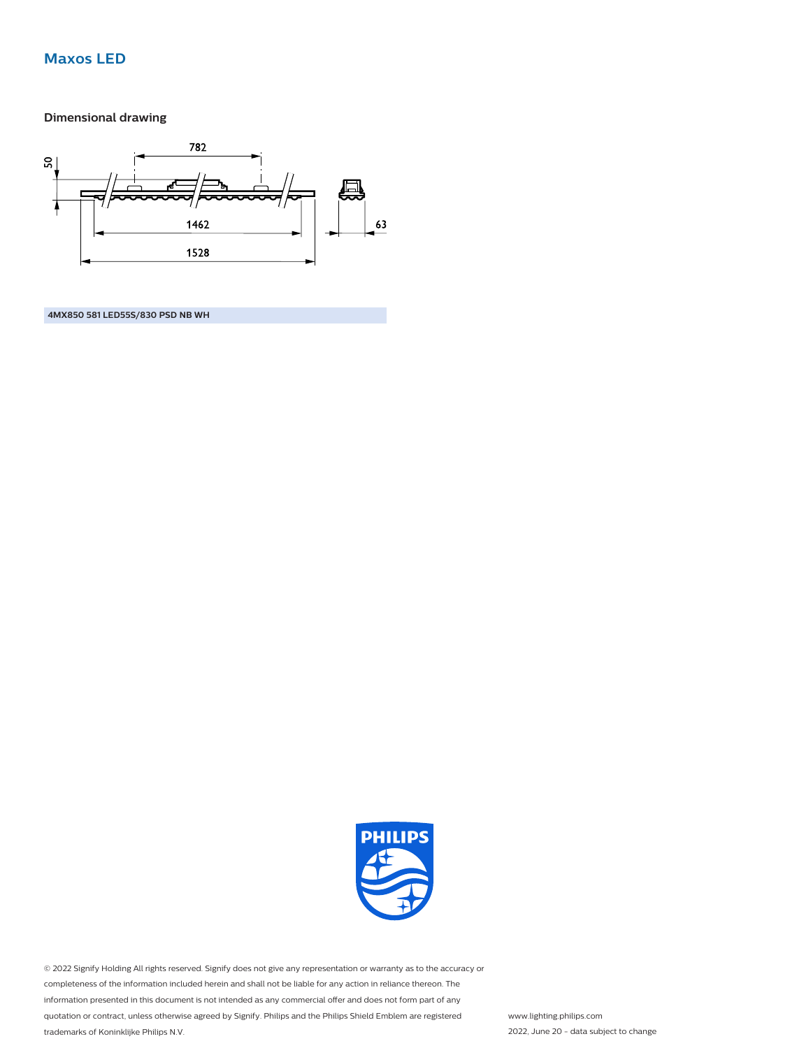## Maxos LED

### Dimensional drawing

782

50

1462

63

1528

**4MX850 581 LED55S/830 PSD NB WH**

© 2022 Signify Holding All rights reserved. Signify does not give any representation or warranty as to the accuracy or completeness of the information included herein and shall not be liable for any action in reliance thereon. The information presented in this document is not intended as any commercial offer and does not form part of any quotation or contract, unless otherwise agreed by Signify. Philips and the Philips Shield Emblem are registered trademarks of Koninklijke Philips N.V.

www.lighting.philips.com

2022, June 20 - data subject to change